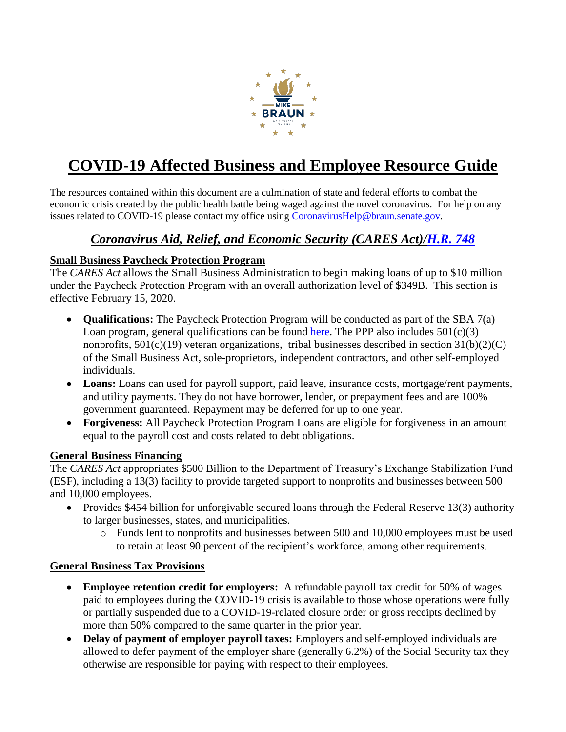# COVID-19 Affected Business and Employee Resource Guide

The resources contained within this document are a culmination of state and federal efforts to combat the economic crisis created by the public health battle being waged against the novel coronavirus. For help on any issues related to COVID-19 please contact my office using [CoronavirusHelp@braun.senate.gov](mailto:CoronavirusHelp@braun.senate.gov).

## *Coronavirus Aid, Relief, and Economic Security (CARES Act)/H.R. 748*

**Small Business Paycheck Protection Program**

The *CARES Act* allows the Small Business Administration to begin making loans of up to $10 million under the Paycheck Protection Program with an overall authorization level of $349B. This section is effective February 15, 2020.

- **Qualifications:** The Paycheck Protection Program will be conducted as part of the SBA 7(a) Loan program, general qualifications can be found here. The PPP also includes 501(c)(3) nonprofits, 501(c)(19) veteran organizations, tribal businesses described in section 31(b)(2)(C) of the Small Business Act, sole-proprietors, independent contractors, and other self-employed individuals.
- **Loans:** Loans can used for payroll support, paid leave, insurance costs, mortgage/rent payments, and utility payments. They do not have borrower, lender, or prepayment fees and are 100% government guaranteed. Repayment may be deferred for up to one year.
- **Forgiveness:** All Paycheck Protection Program Loans are eligible for forgiveness in an amount equal to the payroll cost and costs related to debt obligations.

**General Business Financing**

The *CARES Act* appropriates $500 Billion to the Department of Treasury's Exchange Stabilization Fund (ESF), including a 13(3) facility to provide targeted support to nonprofits and businesses between 500 and 10,000 employees.

- Provides $454 billion for unforgivable secured loans through the Federal Reserve 13(3) authority to larger businesses, states, and municipalities.
  - Funds lent to nonprofits and businesses between 500 and 10,000 employees must be used to retain at least 90 percent of the recipient's workforce, among other requirements.

**General Business Tax Provisions**

- **Employee retention credit for employers:** A refundable payroll tax credit for 50% of wages paid to employees during the COVID-19 crisis is available to those whose operations were fully or partially suspended due to a COVID-19-related closure order or gross receipts declined by more than 50% compared to the same quarter in the prior year.
- **Delay of payment of employer payroll taxes:** Employers and self-employed individuals are allowed to defer payment of the employer share (generally 6.2%) of the Social Security tax they otherwise are responsible for paying with respect to their employees.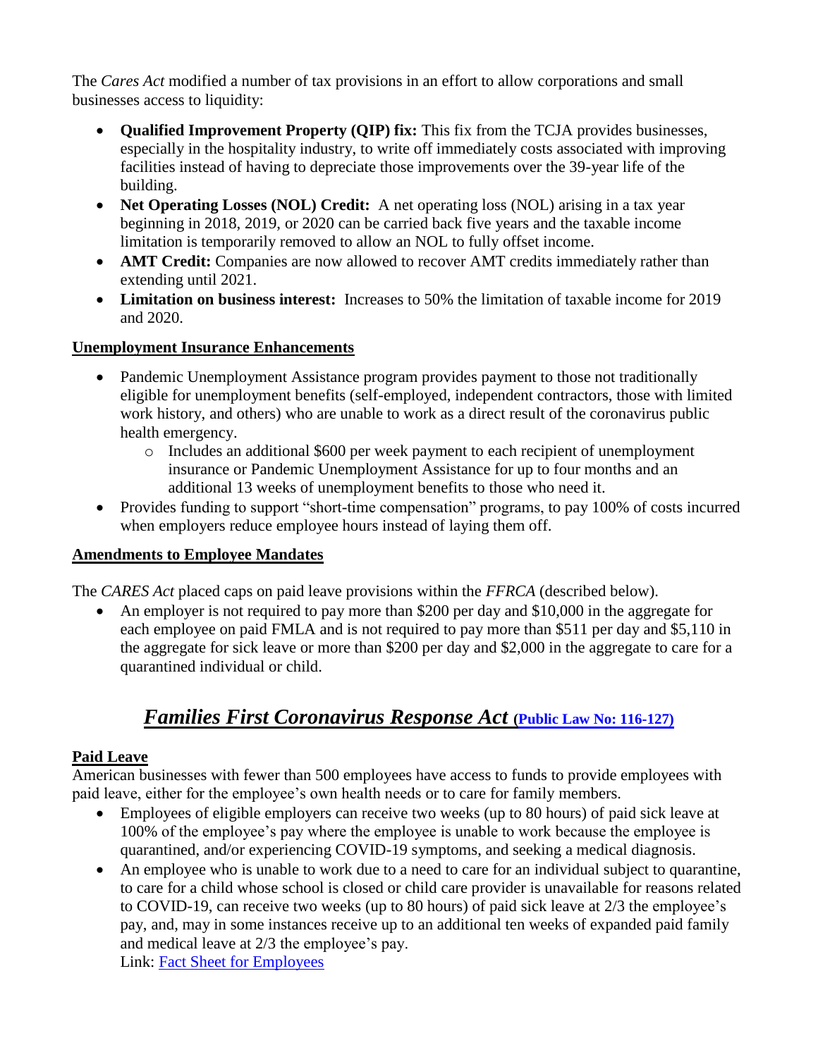The *Cares Act* modified a number of tax provisions in an effort to allow corporations and small businesses access to liquidity:

- **Qualified Improvement Property (QIP) fix:** This fix from the TCJA provides businesses, especially in the hospitality industry, to write off immediately costs associated with improving facilities instead of having to depreciate those improvements over the 39-year life of the building.
- **Net Operating Losses (NOL) Credit:** A net operating loss (NOL) arising in a tax year beginning in 2018, 2019, or 2020 can be carried back five years and the taxable income limitation is temporarily removed to allow an NOL to fully offset income.
- **AMT Credit:** Companies are now allowed to recover AMT credits immediately rather than extending until 2021.
- **Limitation on business interest:** Increases to 50% the limitation of taxable income for 2019 and 2020.

**Unemployment Insurance Enhancements**

- Pandemic Unemployment Assistance program provides payment to those not traditionally eligible for unemployment benefits (self-employed, independent contractors, those with limited work history, and others) who are unable to work as a direct result of the coronavirus public health emergency.
  - Includes an additional $600 per week payment to each recipient of unemployment insurance or Pandemic Unemployment Assistance for up to four months and an additional 13 weeks of unemployment benefits to those who need it.
- Provides funding to support "short-time compensation" programs, to pay 100% of costs incurred when employers reduce employee hours instead of laying them off.

**Amendments to Employee Mandates**

The *CARES Act* placed caps on paid leave provisions within the *FFRCA* (described below).

- An employer is not required to pay more than $200 per day and $10,000 in the aggregate for each employee on paid FMLA and is not required to pay more than $511 per day and $5,110 in the aggregate for sick leave or more than $200 per day and $2,000 in the aggregate to care for a quarantined individual or child.

## *Families First Coronavirus Response Act* (Public Law No: 116-127)

**Paid Leave**

American businesses with fewer than 500 employees have access to funds to provide employees with paid leave, either for the employee's own health needs or to care for family members.

- Employees of eligible employers can receive two weeks (up to 80 hours) of paid sick leave at 100% of the employee's pay where the employee is unable to work because the employee is quarantined, and/or experiencing COVID-19 symptoms, and seeking a medical diagnosis.
- An employee who is unable to work due to a need to care for an individual subject to quarantine, to care for a child whose school is closed or child care provider is unavailable for reasons related to COVID-19, can receive two weeks (up to 80 hours) of paid sick leave at 2/3 the employee's pay, and, may in some instances receive up to an additional ten weeks of expanded paid family and medical leave at 2/3 the employee's pay.
  Link: Fact Sheet for Employees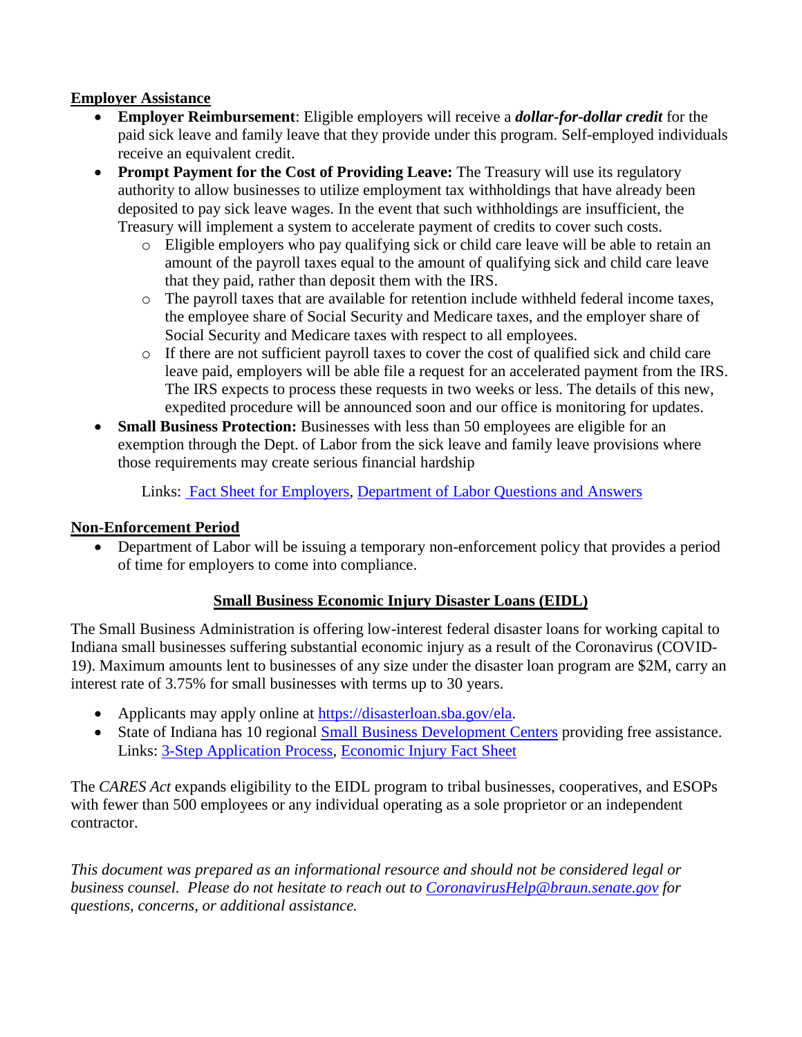**<u>Employer Assistance</u>**

- **Employer Reimbursement**: Eligible employers will receive a ***dollar-for-dollar credit*** for the paid sick leave and family leave that they provide under this program. Self-employed individuals receive an equivalent credit.
- **Prompt Payment for the Cost of Providing Leave:** The Treasury will use its regulatory authority to allow businesses to utilize employment tax withholdings that have already been deposited to pay sick leave wages. In the event that such withholdings are insufficient, the Treasury will implement a system to accelerate payment of credits to cover such costs.
  - Eligible employers who pay qualifying sick or child care leave will be able to retain an amount of the payroll taxes equal to the amount of qualifying sick and child care leave that they paid, rather than deposit them with the IRS.
  - The payroll taxes that are available for retention include withheld federal income taxes, the employee share of Social Security and Medicare taxes, and the employer share of Social Security and Medicare taxes with respect to all employees.
  - If there are not sufficient payroll taxes to cover the cost of qualified sick and child care leave paid, employers will be able file a request for an accelerated payment from the IRS. The IRS expects to process these requests in two weeks or less. The details of this new, expedited procedure will be announced soon and our office is monitoring for updates.
- **Small Business Protection:** Businesses with less than 50 employees are eligible for an exemption through the Dept. of Labor from the sick leave and family leave provisions where those requirements may create serious financial hardship

  Links: [Fact Sheet for Employers](), [Department of Labor Questions and Answers]()

**<u>Non-Enforcement Period</u>**

- Department of Labor will be issuing a temporary non-enforcement policy that provides a period of time for employers to come into compliance.

## <u>Small Business Economic Injury Disaster Loans (EIDL)</u>

The Small Business Administration is offering low-interest federal disaster loans for working capital to Indiana small businesses suffering substantial economic injury as a result of the Coronavirus (COVID-19). Maximum amounts lent to businesses of any size under the disaster loan program are $2M, carry an interest rate of 3.75% for small businesses with terms up to 30 years.

- Applicants may apply online at [https://disasterloan.sba.gov/ela](https://disasterloan.sba.gov/ela).
- State of Indiana has 10 regional [Small Business Development Centers]() providing free assistance. Links: [3-Step Application Process](), [Economic Injury Fact Sheet]()

The *CARES Act* expands eligibility to the EIDL program to tribal businesses, cooperatives, and ESOPs with fewer than 500 employees or any individual operating as a sole proprietor or an independent contractor.

*This document was prepared as an informational resource and should not be considered legal or business counsel. Please do not hesitate to reach out to [CoronavirusHelp@braun.senate.gov](mailto:CoronavirusHelp@braun.senate.gov) for questions, concerns, or additional assistance.*